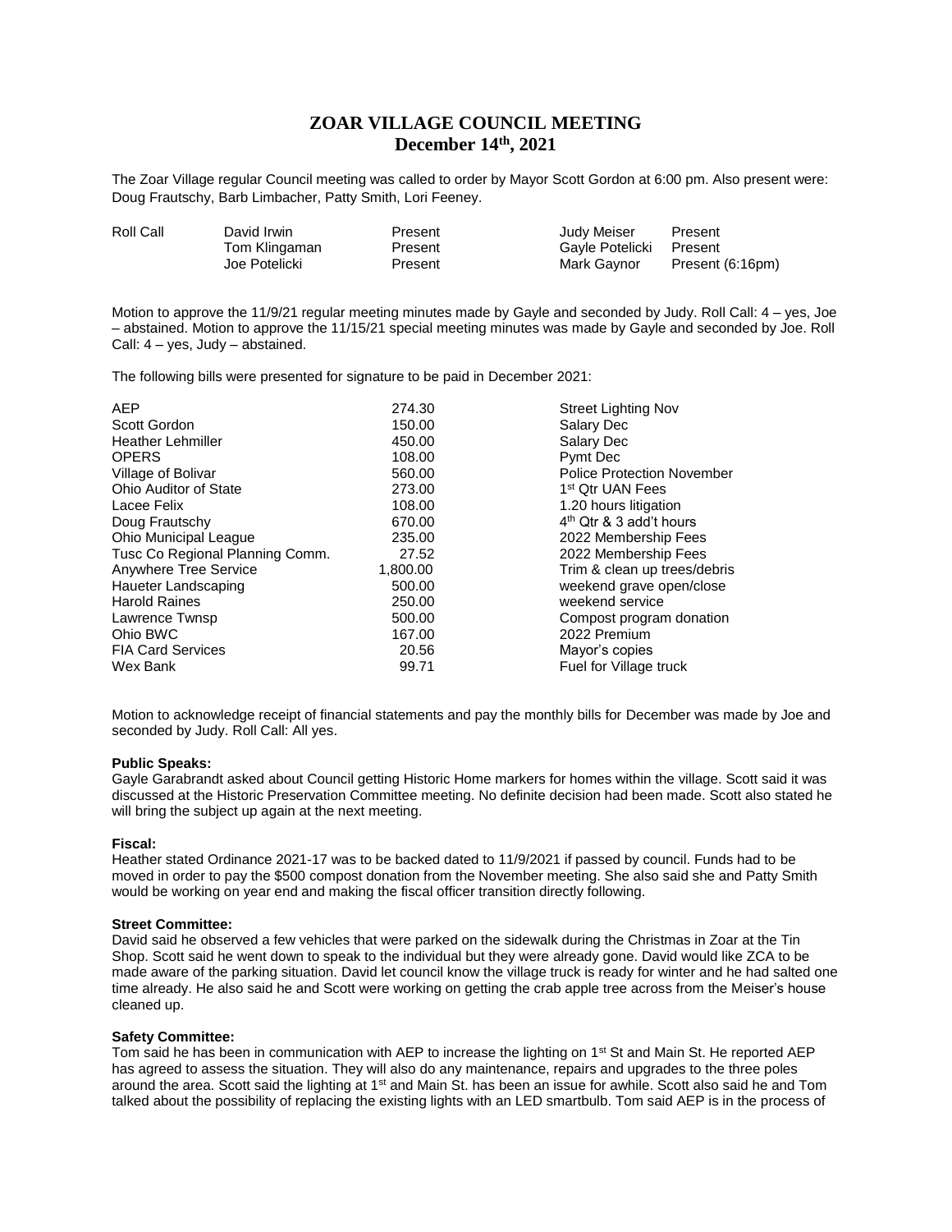# ZOAR VILLAGE COUNCIL MEETING
## December 14th, 2021

The Zoar Village regular Council meeting was called to order by Mayor Scott Gordon at 6:00 pm. Also present were: Doug Frautschy, Barb Limbacher, Patty Smith, Lori Feeney.

| Roll Call | David Irwin | Present | Judy Meiser | Present |
|---|---|---|---|---|
| | Tom Klingaman | Present | Gayle Potelicki | Present |
| | Joe Potelicki | Present | Mark Gaynor | Present (6:16pm) |

Motion to approve the 11/9/21 regular meeting minutes made by Gayle and seconded by Judy. Roll Call: 4 – yes, Joe – abstained. Motion to approve the 11/15/21 special meeting minutes was made by Gayle and seconded by Joe. Roll Call: 4 – yes, Judy – abstained.

The following bills were presented for signature to be paid in December 2021:

| | | |
|---|---|---|
| AEP | 274.30 | Street Lighting Nov |
| Scott Gordon | 150.00 | Salary Dec |
| Heather Lehmiller | 450.00 | Salary Dec |
| OPERS | 108.00 | Pymt Dec |
| Village of Bolivar | 560.00 | Police Protection November |
| Ohio Auditor of State | 273.00 | 1st Qtr UAN Fees |
| Lacee Felix | 108.00 | 1.20 hours litigation |
| Doug Frautschy | 670.00 | 4th Qtr & 3 add't hours |
| Ohio Municipal League | 235.00 | 2022 Membership Fees |
| Tusc Co Regional Planning Comm. | 27.52 | 2022 Membership Fees |
| Anywhere Tree Service | 1,800.00 | Trim & clean up trees/debris |
| Haueter Landscaping | 500.00 | weekend grave open/close |
| Harold Raines | 250.00 | weekend service |
| Lawrence Twnsp | 500.00 | Compost program donation |
| Ohio BWC | 167.00 | 2022 Premium |
| FIA Card Services | 20.56 | Mayor's copies |
| Wex Bank | 99.71 | Fuel for Village truck |

Motion to acknowledge receipt of financial statements and pay the monthly bills for December was made by Joe and seconded by Judy. Roll Call: All yes.

**Public Speaks:**
Gayle Garabrandt asked about Council getting Historic Home markers for homes within the village. Scott said it was discussed at the Historic Preservation Committee meeting. No definite decision had been made. Scott also stated he will bring the subject up again at the next meeting.

**Fiscal:**
Heather stated Ordinance 2021-17 was to be backed dated to 11/9/2021 if passed by council. Funds had to be moved in order to pay the $500 compost donation from the November meeting. She also said she and Patty Smith would be working on year end and making the fiscal officer transition directly following.

**Street Committee:**
David said he observed a few vehicles that were parked on the sidewalk during the Christmas in Zoar at the Tin Shop. Scott said he went down to speak to the individual but they were already gone. David would like ZCA to be made aware of the parking situation. David let council know the village truck is ready for winter and he had salted one time already. He also said he and Scott were working on getting the crab apple tree across from the Meiser's house cleaned up.

**Safety Committee:**
Tom said he has been in communication with AEP to increase the lighting on 1st St and Main St. He reported AEP has agreed to assess the situation. They will also do any maintenance, repairs and upgrades to the three poles around the area. Scott said the lighting at 1st and Main St. has been an issue for awhile. Scott also said he and Tom talked about the possibility of replacing the existing lights with an LED smartbulb. Tom said AEP is in the process of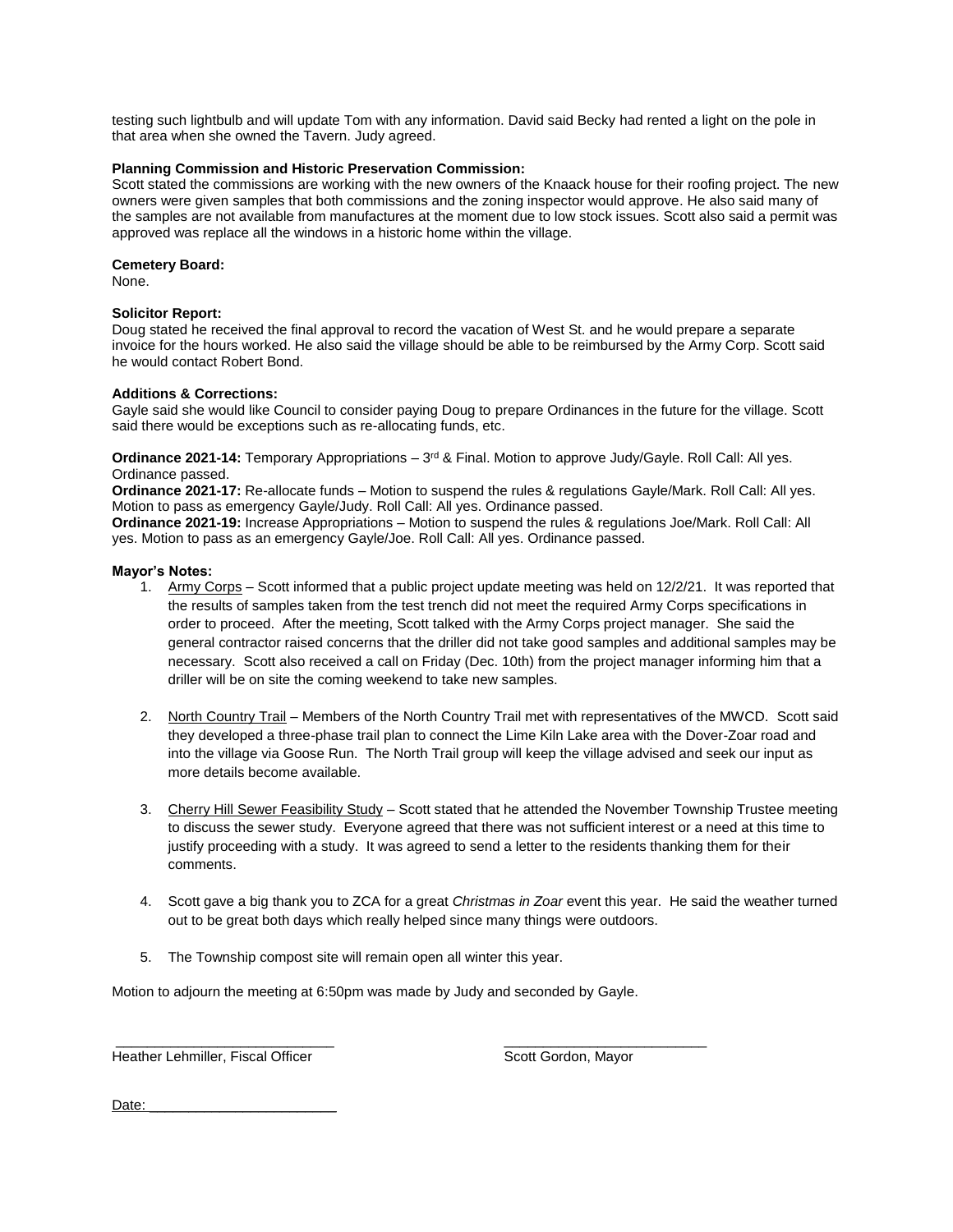testing such lightbulb and will update Tom with any information. David said Becky had rented a light on the pole in that area when she owned the Tavern. Judy agreed.

**Planning Commission and Historic Preservation Commission:**
Scott stated the commissions are working with the new owners of the Knaack house for their roofing project. The new owners were given samples that both commissions and the zoning inspector would approve. He also said many of the samples are not available from manufactures at the moment due to low stock issues. Scott also said a permit was approved was replace all the windows in a historic home within the village.

**Cemetery Board:**
None.

**Solicitor Report:**
Doug stated he received the final approval to record the vacation of West St. and he would prepare a separate invoice for the hours worked. He also said the village should be able to be reimbursed by the Army Corp. Scott said he would contact Robert Bond.

**Additions & Corrections:**
Gayle said she would like Council to consider paying Doug to prepare Ordinances in the future for the village. Scott said there would be exceptions such as re-allocating funds, etc.

**Ordinance 2021-14:** Temporary Appropriations – 3rd & Final. Motion to approve Judy/Gayle. Roll Call: All yes. Ordinance passed.
**Ordinance 2021-17:** Re-allocate funds – Motion to suspend the rules & regulations Gayle/Mark. Roll Call: All yes. Motion to pass as emergency Gayle/Judy. Roll Call: All yes. Ordinance passed.
**Ordinance 2021-19:** Increase Appropriations – Motion to suspend the rules & regulations Joe/Mark. Roll Call: All yes. Motion to pass as an emergency Gayle/Joe. Roll Call: All yes. Ordinance passed.

**Mayor's Notes:**

1. Army Corps – Scott informed that a public project update meeting was held on 12/2/21. It was reported that the results of samples taken from the test trench did not meet the required Army Corps specifications in order to proceed. After the meeting, Scott talked with the Army Corps project manager. She said the general contractor raised concerns that the driller did not take good samples and additional samples may be necessary. Scott also received a call on Friday (Dec. 10th) from the project manager informing him that a driller will be on site the coming weekend to take new samples.

2. North Country Trail – Members of the North Country Trail met with representatives of the MWCD. Scott said they developed a three-phase trail plan to connect the Lime Kiln Lake area with the Dover-Zoar road and into the village via Goose Run. The North Trail group will keep the village advised and seek our input as more details become available.

3. Cherry Hill Sewer Feasibility Study – Scott stated that he attended the November Township Trustee meeting to discuss the sewer study. Everyone agreed that there was not sufficient interest or a need at this time to justify proceeding with a study. It was agreed to send a letter to the residents thanking them for their comments.

4. Scott gave a big thank you to ZCA for a great *Christmas in Zoar* event this year. He said the weather turned out to be great both days which really helped since many things were outdoors.

5. The Township compost site will remain open all winter this year.

Motion to adjourn the meeting at 6:50pm was made by Judy and seconded by Gayle.

\_\_\_\_\_\_\_\_\_\_\_\_\_\_\_\_\_\_\_\_\_\_\_\_\_\_\_\_ \_\_\_\_\_\_\_\_\_\_\_\_\_\_\_\_\_\_\_\_\_\_\_\_\_\_\_
Heather Lehmiller, Fiscal Officer Scott Gordon, Mayor

Date:\_\_\_\_\_\_\_\_\_\_\_\_\_\_\_\_\_\_\_\_\_\_\_\_\_\_